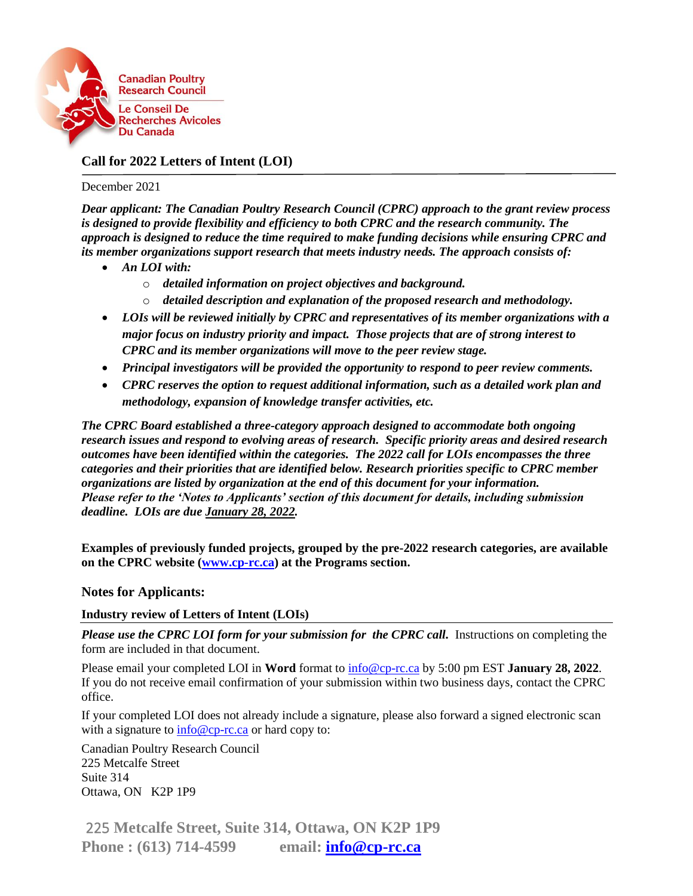Canadian Poultry Research Council

Le Conseil De Recherches Avicoles Du Canada

## Call for 2022 Letters of Intent (LOI)

December 2021

***Dear applicant: The Canadian Poultry Research Council (CPRC) approach to the grant review process is designed to provide flexibility and efficiency to both CPRC and the research community. The approach is designed to reduce the time required to make funding decisions while ensuring CPRC and its member organizations support research that meets industry needs. The approach consists of:***

- ***An LOI with:***
  - ***detailed information on project objectives and background.***
  - ***detailed description and explanation of the proposed research and methodology.***
- ***LOIs will be reviewed initially by CPRC and representatives of its member organizations with a major focus on industry priority and impact. Those projects that are of strong interest to CPRC and its member organizations will move to the peer review stage.***
- ***Principal investigators will be provided the opportunity to respond to peer review comments.***
- ***CPRC reserves the option to request additional information, such as a detailed work plan and methodology, expansion of knowledge transfer activities, etc.***

***The CPRC Board established a three-category approach designed to accommodate both ongoing research issues and respond to evolving areas of research. Specific priority areas and desired research outcomes have been identified within the categories. The 2022 call for LOIs encompasses the three categories and their priorities that are identified below. Research priorities specific to CPRC member organizations are listed by organization at the end of this document for your information. Please refer to the 'Notes to Applicants' section of this document for details, including submission deadline. LOIs are due January 28, 2022.***

**Examples of previously funded projects, grouped by the pre-2022 research categories, are available on the CPRC website (www.cp-rc.ca) at the Programs section.**

### Notes for Applicants:

#### Industry review of Letters of Intent (LOIs)

***Please use the CPRC LOI form for your submission for the CPRC call.*** Instructions on completing the form are included in that document.

Please email your completed LOI in **Word** format to info@cp-rc.ca by 5:00 pm EST **January 28, 2022**. If you do not receive email confirmation of your submission within two business days, contact the CPRC office.

If your completed LOI does not already include a signature, please also forward a signed electronic scan with a signature to info@cp-rc.ca or hard copy to:

Canadian Poultry Research Council  
225 Metcalfe Street  
Suite 314  
Ottawa, ON K2P 1P9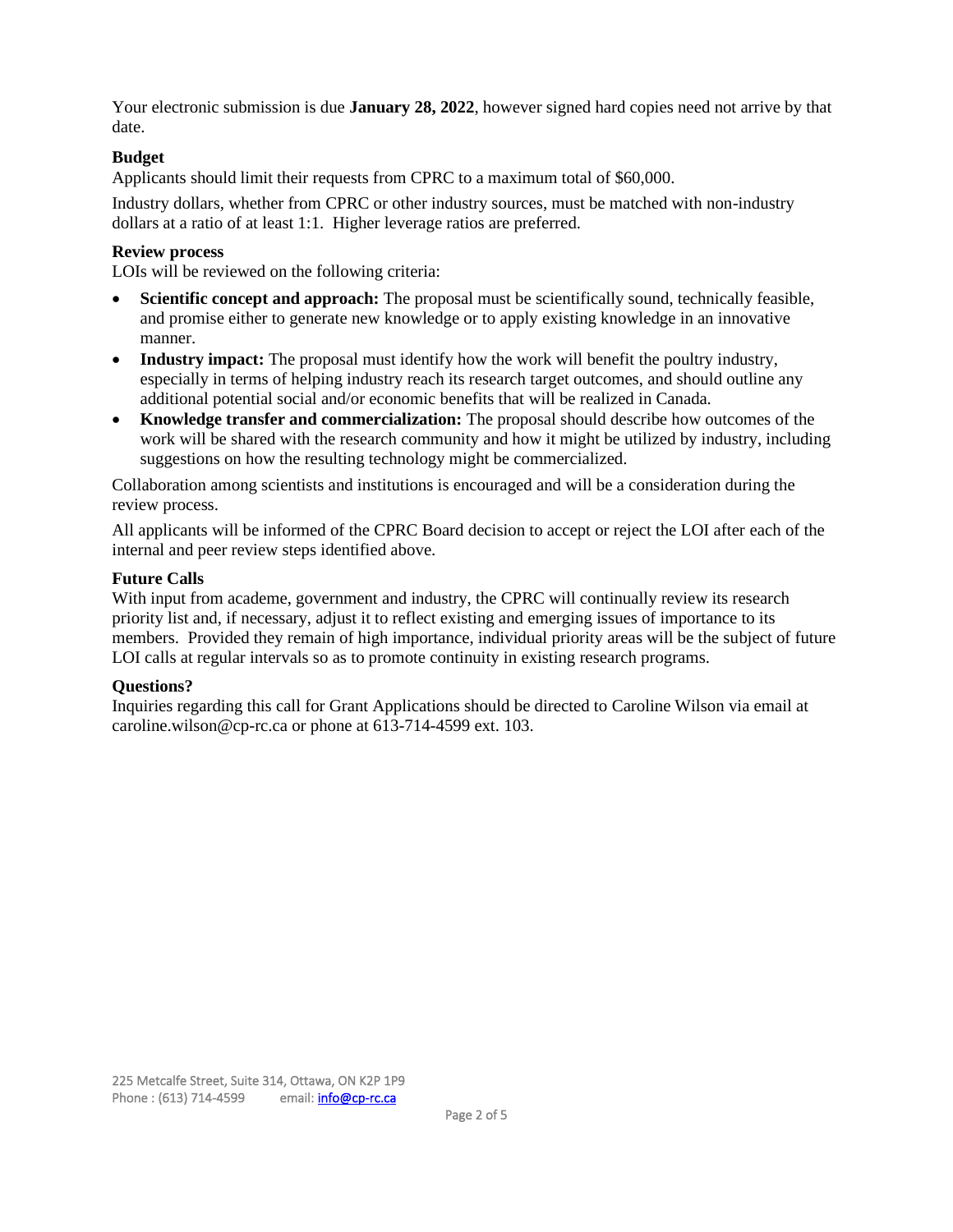Your electronic submission is due **January 28, 2022**, however signed hard copies need not arrive by that date.

**Budget**

Applicants should limit their requests from CPRC to a maximum total of $60,000.

Industry dollars, whether from CPRC or other industry sources, must be matched with non-industry dollars at a ratio of at least 1:1. Higher leverage ratios are preferred.

**Review process**

LOIs will be reviewed on the following criteria:

- **Scientific concept and approach:** The proposal must be scientifically sound, technically feasible, and promise either to generate new knowledge or to apply existing knowledge in an innovative manner.
- **Industry impact:** The proposal must identify how the work will benefit the poultry industry, especially in terms of helping industry reach its research target outcomes, and should outline any additional potential social and/or economic benefits that will be realized in Canada.
- **Knowledge transfer and commercialization:** The proposal should describe how outcomes of the work will be shared with the research community and how it might be utilized by industry, including suggestions on how the resulting technology might be commercialized.

Collaboration among scientists and institutions is encouraged and will be a consideration during the review process.

All applicants will be informed of the CPRC Board decision to accept or reject the LOI after each of the internal and peer review steps identified above.

**Future Calls**

With input from academe, government and industry, the CPRC will continually review its research priority list and, if necessary, adjust it to reflect existing and emerging issues of importance to its members. Provided they remain of high importance, individual priority areas will be the subject of future LOI calls at regular intervals so as to promote continuity in existing research programs.

**Questions?**

Inquiries regarding this call for Grant Applications should be directed to Caroline Wilson via email at caroline.wilson@cp-rc.ca or phone at 613-714-4599 ext. 103.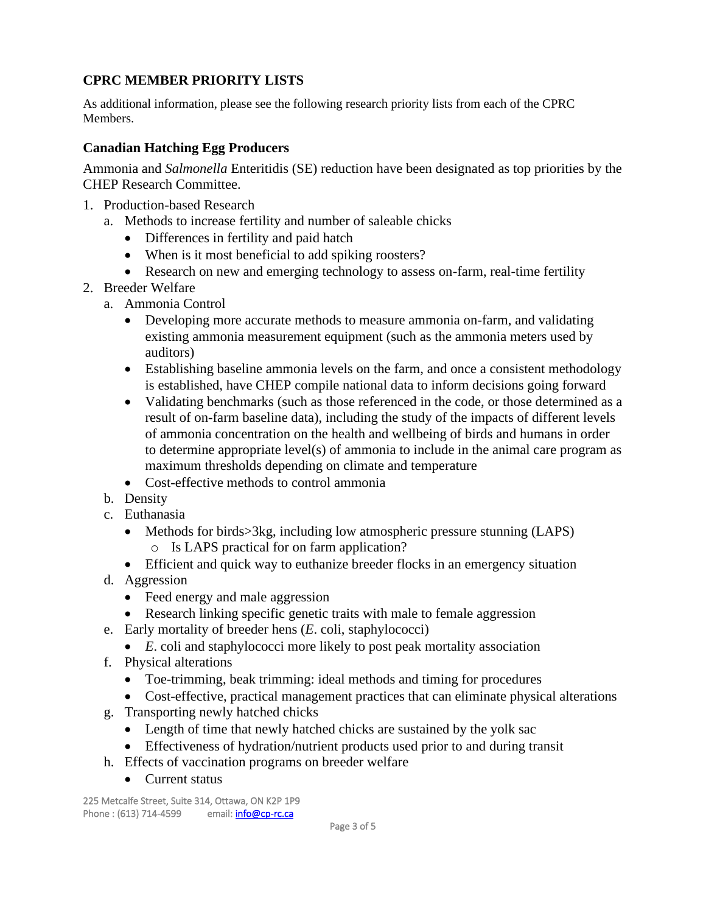## CPRC MEMBER PRIORITY LISTS

As additional information, please see the following research priority lists from each of the CPRC Members.

### Canadian Hatching Egg Producers

Ammonia and *Salmonella* Enteritidis (SE) reduction have been designated as top priorities by the CHEP Research Committee.

1. Production-based Research
   a. Methods to increase fertility and number of saleable chicks
      - Differences in fertility and paid hatch
      - When is it most beneficial to add spiking roosters?
      - Research on new and emerging technology to assess on-farm, real-time fertility
2. Breeder Welfare
   a. Ammonia Control
      - Developing more accurate methods to measure ammonia on-farm, and validating existing ammonia measurement equipment (such as the ammonia meters used by auditors)
      - Establishing baseline ammonia levels on the farm, and once a consistent methodology is established, have CHEP compile national data to inform decisions going forward
      - Validating benchmarks (such as those referenced in the code, or those determined as a result of on-farm baseline data), including the study of the impacts of different levels of ammonia concentration on the health and wellbeing of birds and humans in order to determine appropriate level(s) of ammonia to include in the animal care program as maximum thresholds depending on climate and temperature
      - Cost-effective methods to control ammonia

   b. Density
   c. Euthanasia
      - Methods for birds>3kg, including low atmospheric pressure stunning (LAPS)
        - Is LAPS practical for on farm application?
      - Efficient and quick way to euthanize breeder flocks in an emergency situation

   d. Aggression
      - Feed energy and male aggression
      - Research linking specific genetic traits with male to female aggression

   e. Early mortality of breeder hens (*E*. coli, staphylococci)
      - *E*. coli and staphylococci more likely to post peak mortality association

   f. Physical alterations
      - Toe-trimming, beak trimming: ideal methods and timing for procedures
      - Cost-effective, practical management practices that can eliminate physical alterations

   g. Transporting newly hatched chicks
      - Length of time that newly hatched chicks are sustained by the yolk sac
      - Effectiveness of hydration/nutrient products used prior to and during transit

   h. Effects of vaccination programs on breeder welfare
      - Current status

225 Metcalfe Street, Suite 314, Ottawa, ON K2P 1P9
Phone : (613) 714-4599 email: info@cp-rc.ca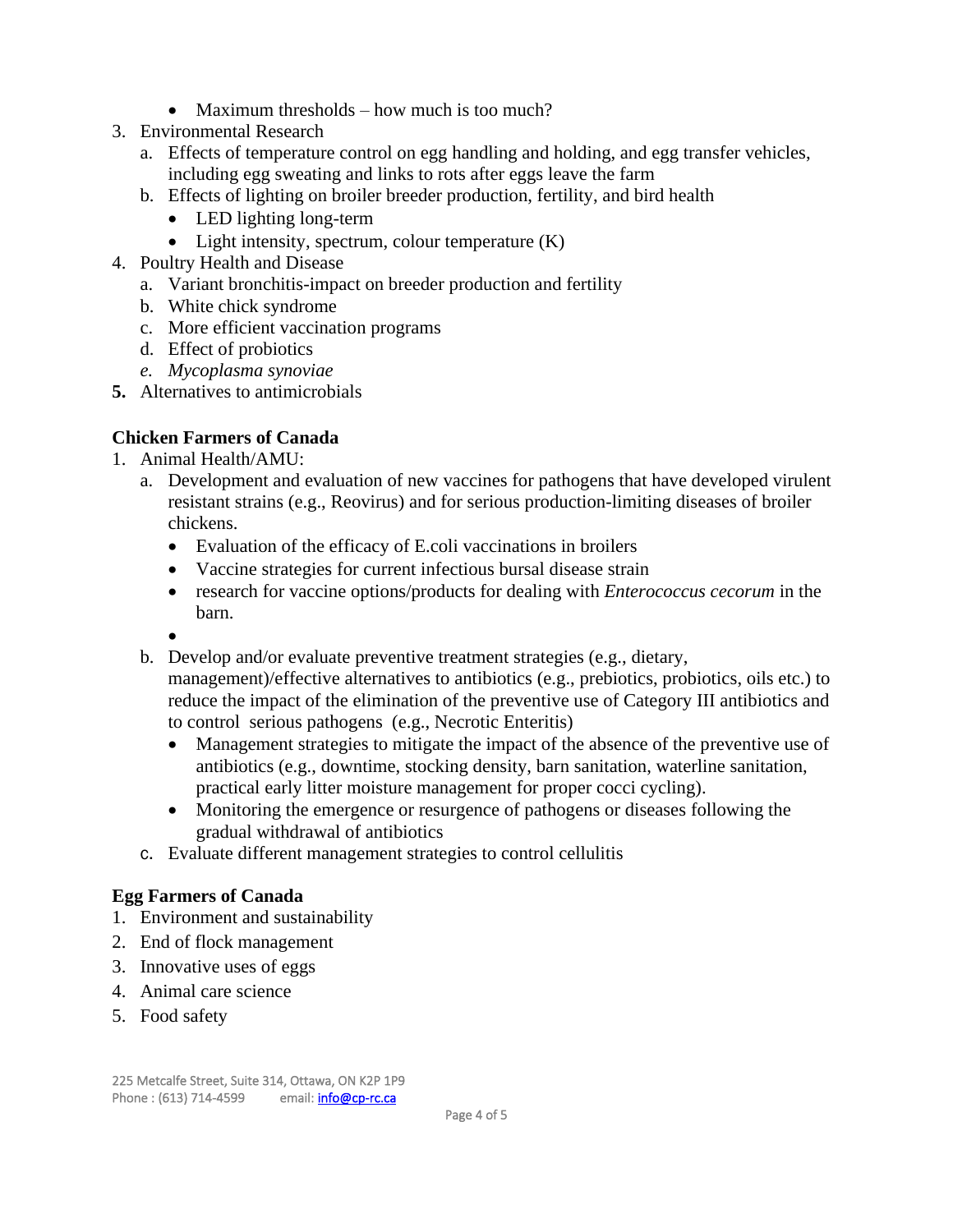- Maximum thresholds – how much is too much?

3. Environmental Research
   a. Effects of temperature control on egg handling and holding, and egg transfer vehicles, including egg sweating and links to rots after eggs leave the farm
   b. Effects of lighting on broiler breeder production, fertility, and bird health
      - LED lighting long-term
      - Light intensity, spectrum, colour temperature (K)
4. Poultry Health and Disease
   a. Variant bronchitis-impact on breeder production and fertility
   b. White chick syndrome
   c. More efficient vaccination programs
   d. Effect of probiotics
   e. *Mycoplasma synoviae*
5. Alternatives to antimicrobials

**Chicken Farmers of Canada**

1. Animal Health/AMU:
   a. Development and evaluation of new vaccines for pathogens that have developed virulent resistant strains (e.g., Reovirus) and for serious production-limiting diseases of broiler chickens.
      - Evaluation of the efficacy of E.coli vaccinations in broilers
      - Vaccine strategies for current infectious bursal disease strain
      - research for vaccine options/products for dealing with *Enterococcus cecorum* in the barn.
   b. Develop and/or evaluate preventive treatment strategies (e.g., dietary, management)/effective alternatives to antibiotics (e.g., prebiotics, probiotics, oils etc.) to reduce the impact of the elimination of the preventive use of Category III antibiotics and to control serious pathogens (e.g., Necrotic Enteritis)
      - Management strategies to mitigate the impact of the absence of the preventive use of antibiotics (e.g., downtime, stocking density, barn sanitation, waterline sanitation, practical early litter moisture management for proper cocci cycling).
      - Monitoring the emergence or resurgence of pathogens or diseases following the gradual withdrawal of antibiotics
   c. Evaluate different management strategies to control cellulitis

**Egg Farmers of Canada**

1. Environment and sustainability
2. End of flock management
3. Innovative uses of eggs
4. Animal care science
5. Food safety

225 Metcalfe Street, Suite 314, Ottawa, ON K2P 1P9
Phone : (613) 714-4599 email: info@cp-rc.ca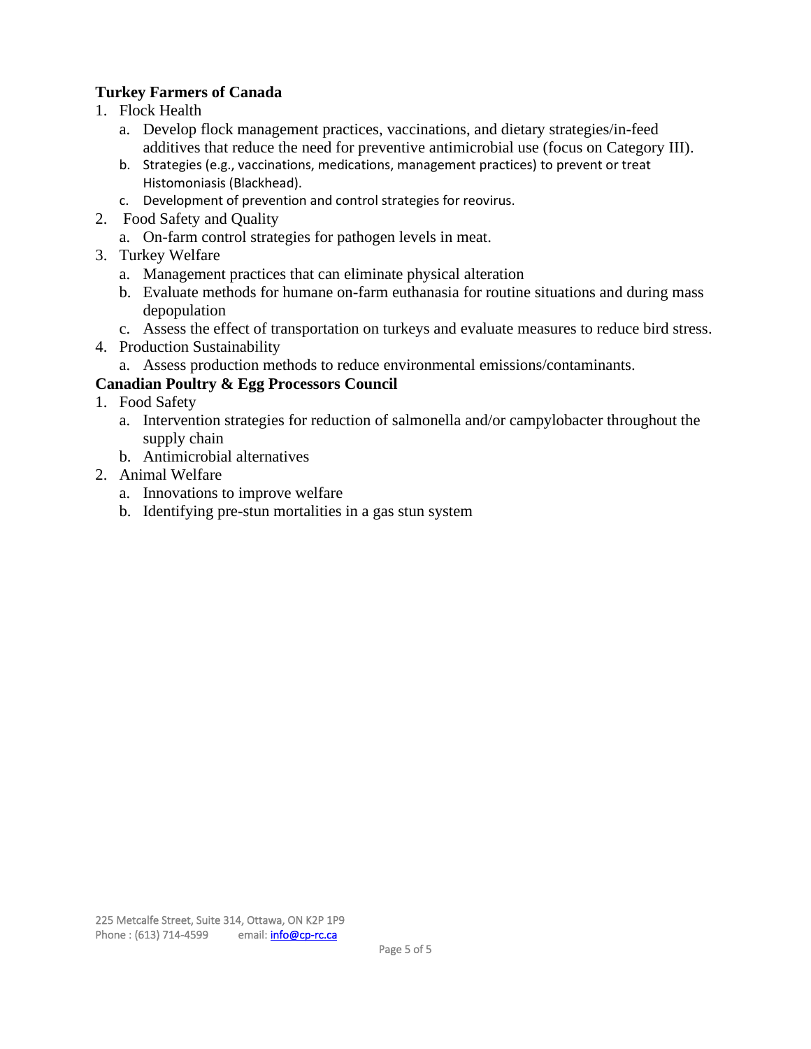**Turkey Farmers of Canada**

1. Flock Health
   a. Develop flock management practices, vaccinations, and dietary strategies/in-feed additives that reduce the need for preventive antimicrobial use (focus on Category III).
   b. Strategies (e.g., vaccinations, medications, management practices) to prevent or treat Histomoniasis (Blackhead).
   c. Development of prevention and control strategies for reovirus.
2. Food Safety and Quality
   a. On-farm control strategies for pathogen levels in meat.
3. Turkey Welfare
   a. Management practices that can eliminate physical alteration
   b. Evaluate methods for humane on-farm euthanasia for routine situations and during mass depopulation
   c. Assess the effect of transportation on turkeys and evaluate measures to reduce bird stress.
4. Production Sustainability
   a. Assess production methods to reduce environmental emissions/contaminants.

**Canadian Poultry & Egg Processors Council**

1. Food Safety
   a. Intervention strategies for reduction of salmonella and/or campylobacter throughout the supply chain
   b. Antimicrobial alternatives
2. Animal Welfare
   a. Innovations to improve welfare
   b. Identifying pre-stun mortalities in a gas stun system